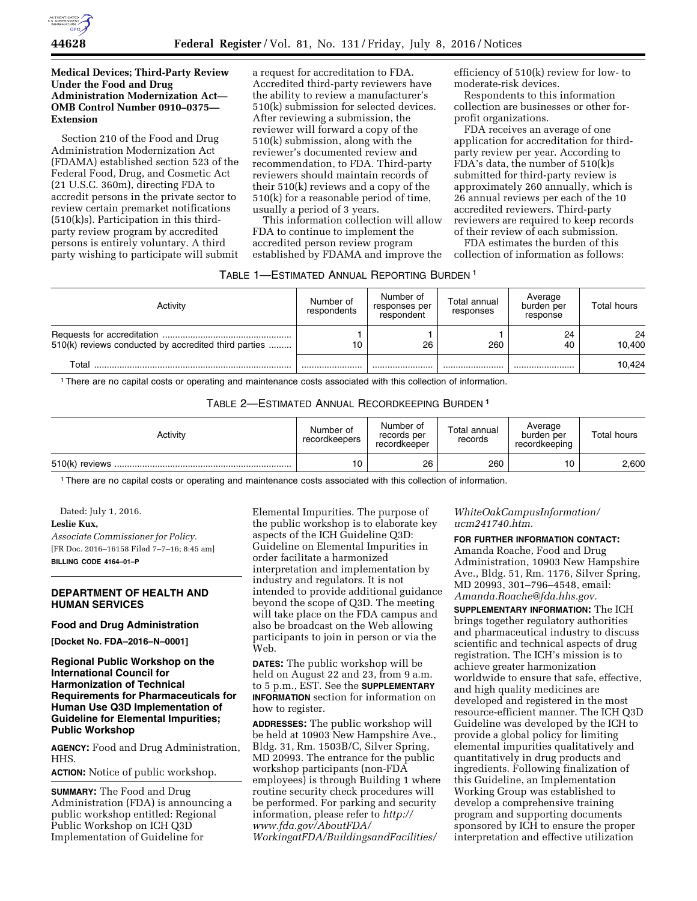## Medical Devices; Third-Party Review Under the Food and Drug Administration Modernization Act—OMB Control Number 0910–0375—Extension

Section 210 of the Food and Drug Administration Modernization Act (FDAMA) established section 523 of the Federal Food, Drug, and Cosmetic Act (21 U.S.C. 360m), directing FDA to accredit persons in the private sector to review certain premarket notifications (510(k)s). Participation in this third-party review program by accredited persons is entirely voluntary. A third party wishing to participate will submit a request for accreditation to FDA. Accredited third-party reviewers have the ability to review a manufacturer's 510(k) submission for selected devices. After reviewing a submission, the reviewer will forward a copy of the 510(k) submission, along with the reviewer's documented review and recommendation, to FDA. Third-party reviewers should maintain records of their 510(k) reviews and a copy of the 510(k) for a reasonable period of time, usually a period of 3 years.

This information collection will allow FDA to continue to implement the accredited person review program established by FDAMA and improve the efficiency of 510(k) review for low- to moderate-risk devices.

Respondents to this information collection are businesses or other for-profit organizations.

FDA receives an average of one application for accreditation for third-party review per year. According to FDA's data, the number of 510(k)s submitted for third-party review is approximately 260 annually, which is 26 annual reviews per each of the 10 accredited reviewers. Third-party reviewers are required to keep records of their review of each submission.

FDA estimates the burden of this collection of information as follows:

TABLE 1—ESTIMATED ANNUAL REPORTING BURDEN [1]

| Activity | Number of respondents | Number of responses per respondent | Total annual responses | Average burden per response | Total hours |
|---|---|---|---|---|---|
| Requests for accreditation | 1 | 1 | 1 | 24 | 24 |
| 510(k) reviews conducted by accredited third parties | 10 | 26 | 260 | 40 | 10,400 |
| Total | | | | | 10,424 |

[1] There are no capital costs or operating and maintenance costs associated with this collection of information.

TABLE 2—ESTIMATED ANNUAL RECORDKEEPING BURDEN [1]

| Activity | Number of recordkeepers | Number of records per recordkeeper | Total annual records | Average burden per recordkeeping | Total hours |
|---|---|---|---|---|---|
| 510(k) reviews | 10 | 26 | 260 | 10 | 2,600 |

[1] There are no capital costs or operating and maintenance costs associated with this collection of information.

Dated: July 1, 2016.

**Leslie Kux,**

*Associate Commissioner for Policy.*

[FR Doc. 2016–16158 Filed 7–7–16; 8:45 am]

**BILLING CODE 4164–01–P**

## DEPARTMENT OF HEALTH AND HUMAN SERVICES

### Food and Drug Administration

**[Docket No. FDA–2016–N–0001]**

## Regional Public Workshop on the International Council for Harmonization of Technical Requirements for Pharmaceuticals for Human Use Q3D Implementation of Guideline for Elemental Impurities; Public Workshop

**AGENCY:** Food and Drug Administration, HHS.

**ACTION:** Notice of public workshop.

**SUMMARY:** The Food and Drug Administration (FDA) is announcing a public workshop entitled: Regional Public Workshop on ICH Q3D Implementation of Guideline for Elemental Impurities. The purpose of the public workshop is to elaborate key aspects of the ICH Guideline Q3D: Guideline on Elemental Impurities in order facilitate a harmonized interpretation and implementation by industry and regulators. It is not intended to provide additional guidance beyond the scope of Q3D. The meeting will take place on the FDA campus and also be broadcast on the Web allowing participants to join in person or via the Web.

**DATES:** The public workshop will be held on August 22 and 23, from 9 a.m. to 5 p.m., EST. See the **SUPPLEMENTARY INFORMATION** section for information on how to register.

**ADDRESSES:** The public workshop will be held at 10903 New Hampshire Ave., Bldg. 31, Rm. 1503B/C, Silver Spring, MD 20993. The entrance for the public workshop participants (non-FDA employees) is through Building 1 where routine security check procedures will be performed. For parking and security information, please refer to *http://www.fda.gov/AboutFDA/WorkingatFDA/BuildingsandFacilities/WhiteOakCampusInformation/ucm241740.htm.*

**FOR FURTHER INFORMATION CONTACT:** Amanda Roache, Food and Drug Administration, 10903 New Hampshire Ave., Bldg. 51, Rm. 1176, Silver Spring, MD 20993, 301–796–4548, email: *Amanda.Roache@fda.hhs.gov.*

**SUPPLEMENTARY INFORMATION:** The ICH brings together regulatory authorities and pharmaceutical industry to discuss scientific and technical aspects of drug registration. The ICH's mission is to achieve greater harmonization worldwide to ensure that safe, effective, and high quality medicines are developed and registered in the most resource-efficient manner. The ICH Q3D Guideline was developed by the ICH to provide a global policy for limiting elemental impurities qualitatively and quantitatively in drug products and ingredients. Following finalization of this Guideline, an Implementation Working Group was established to develop a comprehensive training program and supporting documents sponsored by ICH to ensure the proper interpretation and effective utilization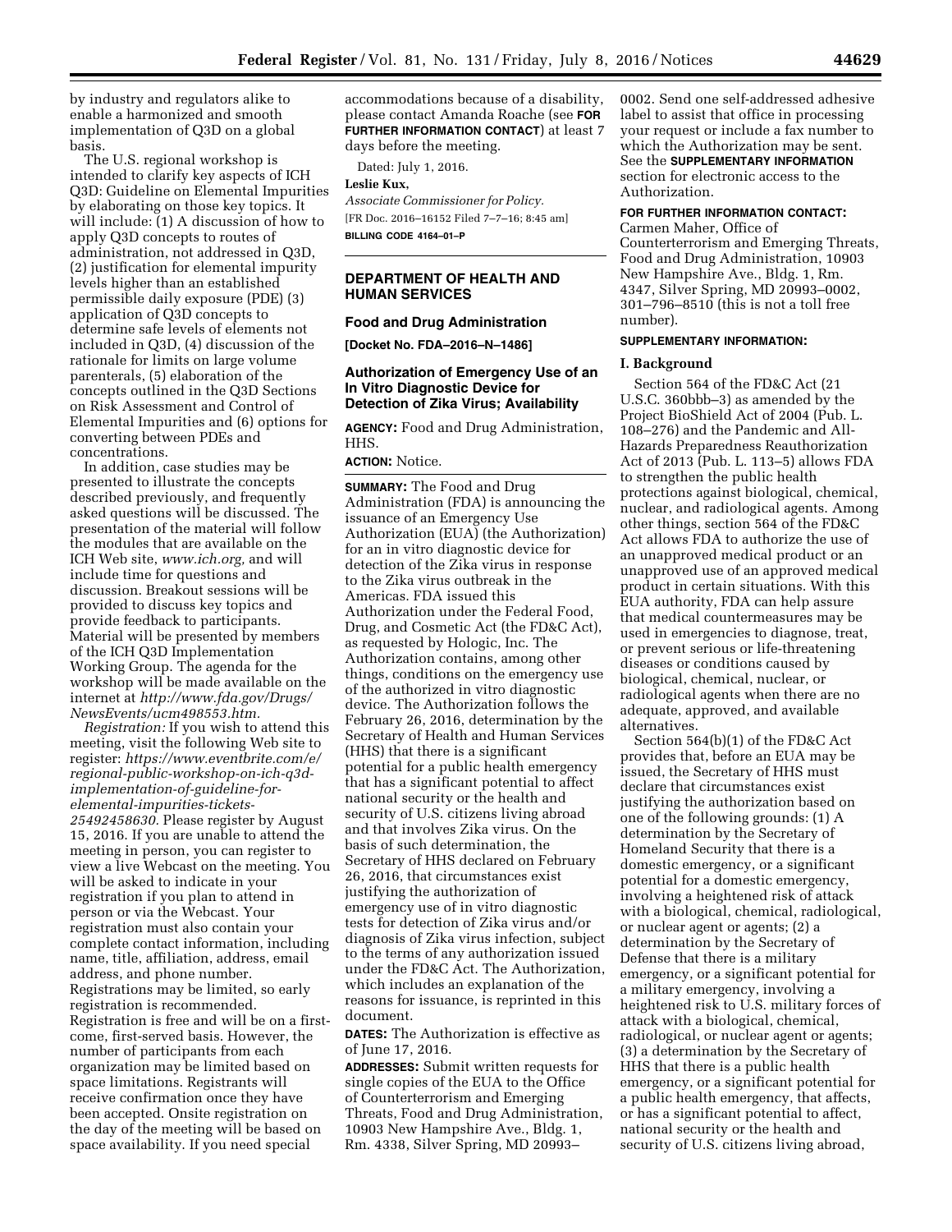by industry and regulators alike to enable a harmonized and smooth implementation of Q3D on a global basis.

The U.S. regional workshop is intended to clarify key aspects of ICH Q3D: Guideline on Elemental Impurities by elaborating on those key topics. It will include: (1) A discussion of how to apply Q3D concepts to routes of administration, not addressed in Q3D, (2) justification for elemental impurity levels higher than an established permissible daily exposure (PDE) (3) application of Q3D concepts to determine safe levels of elements not included in Q3D, (4) discussion of the rationale for limits on large volume parenterals, (5) elaboration of the concepts outlined in the Q3D Sections on Risk Assessment and Control of Elemental Impurities and (6) options for converting between PDEs and concentrations.

In addition, case studies may be presented to illustrate the concepts described previously, and frequently asked questions will be discussed. The presentation of the material will follow the modules that are available on the ICH Web site, *www.ich.org,* and will include time for questions and discussion. Breakout sessions will be provided to discuss key topics and provide feedback to participants. Material will be presented by members of the ICH Q3D Implementation Working Group. The agenda for the workshop will be made available on the internet at *http://www.fda.gov/Drugs/NewsEvents/ucm498553.htm.*

*Registration:* If you wish to attend this meeting, visit the following Web site to register: *https://www.eventbrite.com/e/regional-public-workshop-on-ich-q3d-implementation-of-guideline-for-elemental-impurities-tickets-25492458630.* Please register by August 15, 2016. If you are unable to attend the meeting in person, you can register to view a live Webcast on the meeting. You will be asked to indicate in your registration if you plan to attend in person or via the Webcast. Your registration must also contain your complete contact information, including name, title, affiliation, address, email address, and phone number. Registrations may be limited, so early registration is recommended. Registration is free and will be on a first-come, first-served basis. However, the number of participants from each organization may be limited based on space limitations. Registrants will receive confirmation once they have been accepted. Onsite registration on the day of the meeting will be based on space availability. If you need special accommodations because of a disability, please contact Amanda Roache (see **FOR FURTHER INFORMATION CONTACT**) at least 7 days before the meeting.

Dated: July 1, 2016.

**Leslie Kux,**

*Associate Commissioner for Policy.*

[FR Doc. 2016–16152 Filed 7–7–16; 8:45 am]

**BILLING CODE 4164–01–P**

## DEPARTMENT OF HEALTH AND HUMAN SERVICES

### Food and Drug Administration

**[Docket No. FDA–2016–N–1486]**

### Authorization of Emergency Use of an In Vitro Diagnostic Device for Detection of Zika Virus; Availability

**AGENCY:** Food and Drug Administration, HHS.

**ACTION:** Notice.

**SUMMARY:** The Food and Drug Administration (FDA) is announcing the issuance of an Emergency Use Authorization (EUA) (the Authorization) for an in vitro diagnostic device for detection of the Zika virus in response to the Zika virus outbreak in the Americas. FDA issued this Authorization under the Federal Food, Drug, and Cosmetic Act (the FD&C Act), as requested by Hologic, Inc. The Authorization contains, among other things, conditions on the emergency use of the authorized in vitro diagnostic device. The Authorization follows the February 26, 2016, determination by the Secretary of Health and Human Services (HHS) that there is a significant potential for a public health emergency that has a significant potential to affect national security or the health and security of U.S. citizens living abroad and that involves Zika virus. On the basis of such determination, the Secretary of HHS declared on February 26, 2016, that circumstances exist justifying the authorization of emergency use of in vitro diagnostic tests for detection of Zika virus and/or diagnosis of Zika virus infection, subject to the terms of any authorization issued under the FD&C Act. The Authorization, which includes an explanation of the reasons for issuance, is reprinted in this document.

**DATES:** The Authorization is effective as of June 17, 2016.

**ADDRESSES:** Submit written requests for single copies of the EUA to the Office of Counterterrorism and Emerging Threats, Food and Drug Administration, 10903 New Hampshire Ave., Bldg. 1, Rm. 4338, Silver Spring, MD 20993–0002. Send one self-addressed adhesive label to assist that office in processing your request or include a fax number to which the Authorization may be sent. See the **SUPPLEMENTARY INFORMATION** section for electronic access to the Authorization.

**FOR FURTHER INFORMATION CONTACT:** Carmen Maher, Office of Counterterrorism and Emerging Threats, Food and Drug Administration, 10903 New Hampshire Ave., Bldg. 1, Rm. 4347, Silver Spring, MD 20993–0002, 301–796–8510 (this is not a toll free number).

**SUPPLEMENTARY INFORMATION:**

#### I. Background

Section 564 of the FD&C Act (21 U.S.C. 360bbb–3) as amended by the Project BioShield Act of 2004 (Pub. L. 108–276) and the Pandemic and All-Hazards Preparedness Reauthorization Act of 2013 (Pub. L. 113–5) allows FDA to strengthen the public health protections against biological, chemical, nuclear, and radiological agents. Among other things, section 564 of the FD&C Act allows FDA to authorize the use of an unapproved medical product or an unapproved use of an approved medical product in certain situations. With this EUA authority, FDA can help assure that medical countermeasures may be used in emergencies to diagnose, treat, or prevent serious or life-threatening diseases or conditions caused by biological, chemical, nuclear, or radiological agents when there are no adequate, approved, and available alternatives.

Section 564(b)(1) of the FD&C Act provides that, before an EUA may be issued, the Secretary of HHS must declare that circumstances exist justifying the authorization based on one of the following grounds: (1) A determination by the Secretary of Homeland Security that there is a domestic emergency, or a significant potential for a domestic emergency, involving a heightened risk of attack with a biological, chemical, radiological, or nuclear agent or agents; (2) a determination by the Secretary of Defense that there is a military emergency, or a significant potential for a military emergency, involving a heightened risk to U.S. military forces of attack with a biological, chemical, radiological, or nuclear agent or agents; (3) a determination by the Secretary of HHS that there is a public health emergency, or a significant potential for a public health emergency, that affects, or has a significant potential to affect, national security or the health and security of U.S. citizens living abroad,